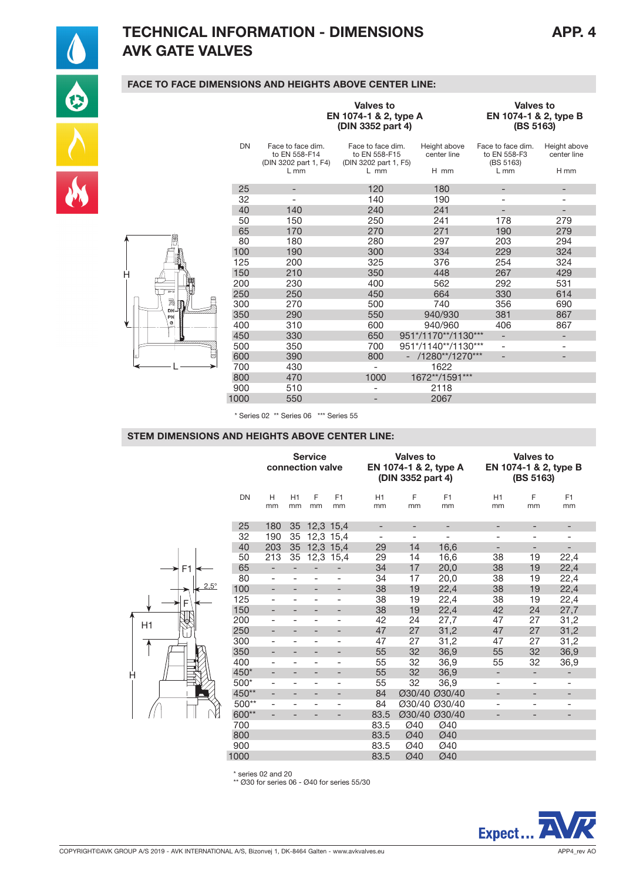# TECHNICAL INFORMATION - DIMENSIONS AVK GATE VALVES

APP. 4

## FACE TO FACE DIMENSIONS AND HEIGHTS ABOVE CENTER LINE:

| DN | Face to face dim. to EN 558-F14 (DIN 3202 part 1, F4) L mm | Valves to EN 1074-1 & 2, type A (DIN 3352 part 4) Face to face dim. to EN 558-F15 (DIN 3202 part 1, F5) L mm | Valves to EN 1074-1 & 2, type A (DIN 3352 part 4) Height above center line H mm | Valves to EN 1074-1 & 2, type B (BS 5163) Face to face dim. to EN 558-F3 (BS 5163) L mm | Valves to EN 1074-1 & 2, type B (BS 5163) Height above center line H mm |
|---|---|---|---|---|---|
| 25 | - | 120 | 180 | - | - |
| 32 | - | 140 | 190 | - | - |
| 40 | 140 | 240 | 241 | - | - |
| 50 | 150 | 250 | 241 | 178 | 279 |
| 65 | 170 | 270 | 271 | 190 | 279 |
| 80 | 180 | 280 | 297 | 203 | 294 |
| 100 | 190 | 300 | 334 | 229 | 324 |
| 125 | 200 | 325 | 376 | 254 | 324 |
| 150 | 210 | 350 | 448 | 267 | 429 |
| 200 | 230 | 400 | 562 | 292 | 531 |
| 250 | 250 | 450 | 664 | 330 | 614 |
| 300 | 270 | 500 | 740 | 356 | 690 |
| 350 | 290 | 550 | 940/930 | 381 | 867 |
| 400 | 310 | 600 | 940/960 | 406 | 867 |
| 450 | 330 | 650 | 951*/1170**/1130*** | - | - |
| 500 | 350 | 700 | 951*/1140**/1130*** | - | - |
| 600 | 390 | 800 | - /1280**/1270*** | - | - |
| 700 | 430 | - | 1622 | | |
| 800 | 470 | 1000 | 1672**/1591*** | | |
| 900 | 510 | - | 2118 | | |
| 1000 | 550 | - | 2067 | | |

\* Series 02 ** Series 06 *** Series 55

## STEM DIMENSIONS AND HEIGHTS ABOVE CENTER LINE:

| DN | Service connection valve H mm | Service connection valve H1 mm | Service connection valve F mm | Service connection valve F1 mm | Type A (DIN 3352 part 4) H1 mm | Type A F mm | Type A F1 mm | Type B (BS 5163) H1 mm | Type B F mm | Type B F1 mm |
|---|---|---|---|---|---|---|---|---|---|---|
| 25 | 180 | 35 | 12,3 | 15,4 | - | - | - | - | - | - |
| 32 | 190 | 35 | 12,3 | 15,4 | - | - | - | - | - | - |
| 40 | 203 | 35 | 12,3 | 15,4 | 29 | 14 | 16,6 | - | - | - |
| 50 | 213 | 35 | 12,3 | 15,4 | 29 | 14 | 16,6 | 38 | 19 | 22,4 |
| 65 | - | - | - | - | 34 | 17 | 20,0 | 38 | 19 | 22,4 |
| 80 | - | - | - | - | 34 | 17 | 20,0 | 38 | 19 | 22,4 |
| 100 | - | - | - | - | 38 | 19 | 22,4 | 38 | 19 | 22,4 |
| 125 | - | - | - | - | 38 | 19 | 22,4 | 38 | 19 | 22,4 |
| 150 | - | - | - | - | 38 | 19 | 22,4 | 42 | 24 | 27,7 |
| 200 | - | - | - | - | 42 | 24 | 27,7 | 47 | 27 | 31,2 |
| 250 | - | - | - | - | 47 | 27 | 31,2 | 47 | 27 | 31,2 |
| 300 | - | - | - | - | 47 | 27 | 31,2 | 47 | 27 | 31,2 |
| 350 | - | - | - | - | 55 | 32 | 36,9 | 55 | 32 | 36,9 |
| 400 | - | - | - | - | 55 | 32 | 36,9 | 55 | 32 | 36,9 |
| 450* | - | - | - | - | 55 | 32 | 36,9 | - | - | - |
| 500* | - | - | - | - | 55 | 32 | 36,9 | - | - | - |
| 450** | - | - | - | - | 84 | Ø30/40 | Ø30/40 | - | - | - |
| 500** | - | - | - | - | 84 | Ø30/40 | Ø30/40 | - | - | - |
| 600** | - | - | - | - | 83.5 | Ø30/40 | Ø30/40 | - | - | - |
| 700 | | | | | 83.5 | Ø40 | Ø40 | | | |
| 800 | | | | | 83.5 | Ø40 | Ø40 | | | |
| 900 | | | | | 83.5 | Ø40 | Ø40 | | | |
| 1000 | | | | | 83.5 | Ø40 | Ø40 | | | |

\* series 02 and 20
** Ø30 for series 06 - Ø40 for series 55/30

COPYRIGHT©AVK GROUP A/S 2019 - AVK INTERNATIONAL A/S, Bizonvej 1, DK-8464 Galten - www.avkvalves.eu

APP4_rev AO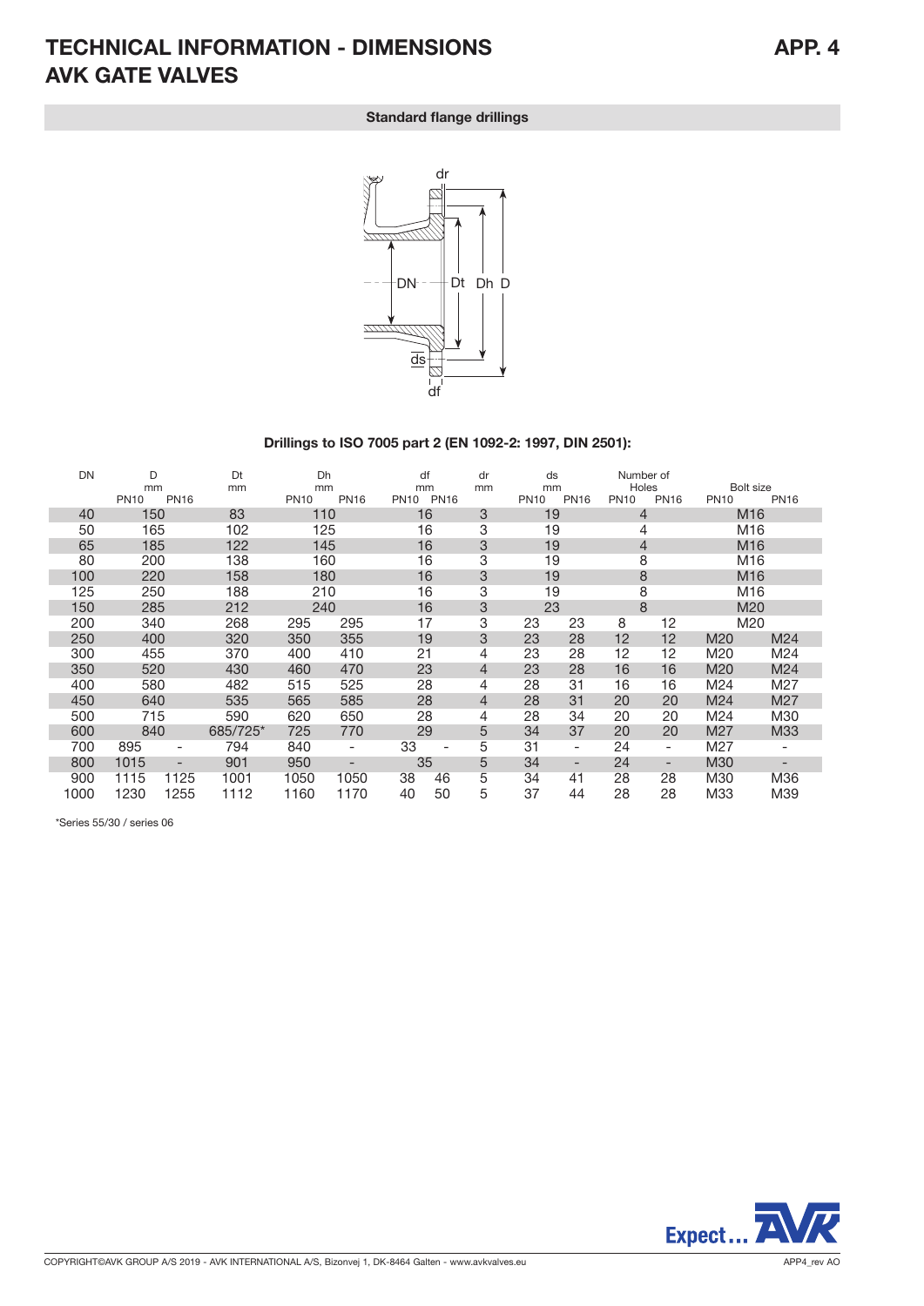# TECHNICAL INFORMATION - DIMENSIONS
# AVK GATE VALVES

APP. 4

### Standard flange drillings

dr

DN  Dt  Dh  D

ds

df

### Drillings to ISO 7005 part 2 (EN 1092-2: 1997, DIN 2501):

| DN | D mm | | Dt mm | Dh mm | | df mm | | dr mm | ds mm | | Number of Holes | | Bolt size | |
|---|---|---|---|---|---|---|---|---|---|---|---|---|---|---|
| | PN10 | PN16 | | PN10 | PN16 | PN10 | PN16 | | PN10 | PN16 | PN10 | PN16 | PN10 | PN16 |
| 40 | 150 | | 83 | 110 | | 16 | | 3 | 19 | | 4 | | M16 | |
| 50 | 165 | | 102 | 125 | | 16 | | 3 | 19 | | 4 | | M16 | |
| 65 | 185 | | 122 | 145 | | 16 | | 3 | 19 | | 4 | | M16 | |
| 80 | 200 | | 138 | 160 | | 16 | | 3 | 19 | | 8 | | M16 | |
| 100 | 220 | | 158 | 180 | | 16 | | 3 | 19 | | 8 | | M16 | |
| 125 | 250 | | 188 | 210 | | 16 | | 3 | 19 | | 8 | | M16 | |
| 150 | 285 | | 212 | 240 | | 16 | | 3 | 23 | | 8 | | M20 | |
| 200 | 340 | | 268 | 295 | 295 | 17 | | 3 | 23 | 23 | 8 | 12 | M20 | |
| 250 | 400 | | 320 | 350 | 355 | 19 | | 3 | 23 | 28 | 12 | 12 | M20 | M24 |
| 300 | 455 | | 370 | 400 | 410 | 21 | | 4 | 23 | 28 | 12 | 12 | M20 | M24 |
| 350 | 520 | | 430 | 460 | 470 | 23 | | 4 | 23 | 28 | 16 | 16 | M20 | M24 |
| 400 | 580 | | 482 | 515 | 525 | 28 | | 4 | 28 | 31 | 16 | 16 | M24 | M27 |
| 450 | 640 | | 535 | 565 | 585 | 28 | | 4 | 28 | 31 | 20 | 20 | M24 | M27 |
| 500 | 715 | | 590 | 620 | 650 | 28 | | 4 | 28 | 34 | 20 | 20 | M24 | M30 |
| 600 | 840 | | 685/725* | 725 | 770 | 29 | | 5 | 34 | 37 | 20 | 20 | M27 | M33 |
| 700 | 895 | - | 794 | 840 | - | 33 | - | 5 | 31 | - | 24 | - | M27 | - |
| 800 | 1015 | - | 901 | 950 | - | 35 | | 5 | 34 | - | 24 | - | M30 | - |
| 900 | 1115 | 1125 | 1001 | 1050 | 1050 | 38 | 46 | 5 | 34 | 41 | 28 | 28 | M30 | M36 |
| 1000 | 1230 | 1255 | 1112 | 1160 | 1170 | 40 | 50 | 5 | 37 | 44 | 28 | 28 | M33 | M39 |

*Series 55/30 / series 06